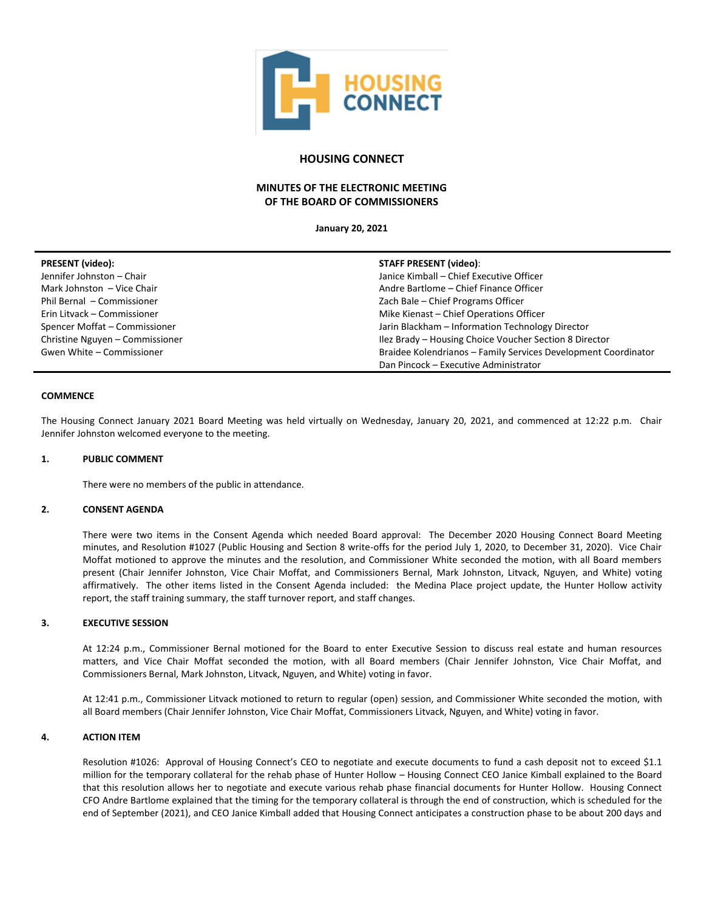# HOUSING CONNECT

## MINUTES OF THE ELECTRONIC MEETING OF THE BOARD OF COMMISSIONERS

**January 20, 2021**

| PRESENT (video): | STAFF PRESENT (video): |
|---|---|
| Jennifer Johnston – Chair | Janice Kimball – Chief Executive Officer |
| Mark Johnston – Vice Chair | Andre Bartlome – Chief Finance Officer |
| Phil Bernal – Commissioner | Zach Bale – Chief Programs Officer |
| Erin Litvack – Commissioner | Mike Kienast – Chief Operations Officer |
| Spencer Moffat – Commissioner | Jarin Blackham – Information Technology Director |
| Christine Nguyen – Commissioner | Ilez Brady – Housing Choice Voucher Section 8 Director |
| Gwen White – Commissioner | Braidee Kolendrianos – Family Services Development Coordinator |
| | Dan Pincock – Executive Administrator |

**COMMENCE**

The Housing Connect January 2021 Board Meeting was held virtually on Wednesday, January 20, 2021, and commenced at 12:22 p.m. Chair Jennifer Johnston welcomed everyone to the meeting.

**1. PUBLIC COMMENT**

There were no members of the public in attendance.

**2. CONSENT AGENDA**

There were two items in the Consent Agenda which needed Board approval: The December 2020 Housing Connect Board Meeting minutes, and Resolution #1027 (Public Housing and Section 8 write-offs for the period July 1, 2020, to December 31, 2020). Vice Chair Moffat motioned to approve the minutes and the resolution, and Commissioner White seconded the motion, with all Board members present (Chair Jennifer Johnston, Vice Chair Moffat, and Commissioners Bernal, Mark Johnston, Litvack, Nguyen, and White) voting affirmatively. The other items listed in the Consent Agenda included: the Medina Place project update, the Hunter Hollow activity report, the staff training summary, the staff turnover report, and staff changes.

**3. EXECUTIVE SESSION**

At 12:24 p.m., Commissioner Bernal motioned for the Board to enter Executive Session to discuss real estate and human resources matters, and Vice Chair Moffat seconded the motion, with all Board members (Chair Jennifer Johnston, Vice Chair Moffat, and Commissioners Bernal, Mark Johnston, Litvack, Nguyen, and White) voting in favor.

At 12:41 p.m., Commissioner Litvack motioned to return to regular (open) session, and Commissioner White seconded the motion, with all Board members (Chair Jennifer Johnston, Vice Chair Moffat, Commissioners Litvack, Nguyen, and White) voting in favor.

**4. ACTION ITEM**

Resolution #1026: Approval of Housing Connect's CEO to negotiate and execute documents to fund a cash deposit not to exceed $1.1 million for the temporary collateral for the rehab phase of Hunter Hollow – Housing Connect CEO Janice Kimball explained to the Board that this resolution allows her to negotiate and execute various rehab phase financial documents for Hunter Hollow. Housing Connect CFO Andre Bartlome explained that the timing for the temporary collateral is through the end of construction, which is scheduled for the end of September (2021), and CEO Janice Kimball added that Housing Connect anticipates a construction phase to be about 200 days and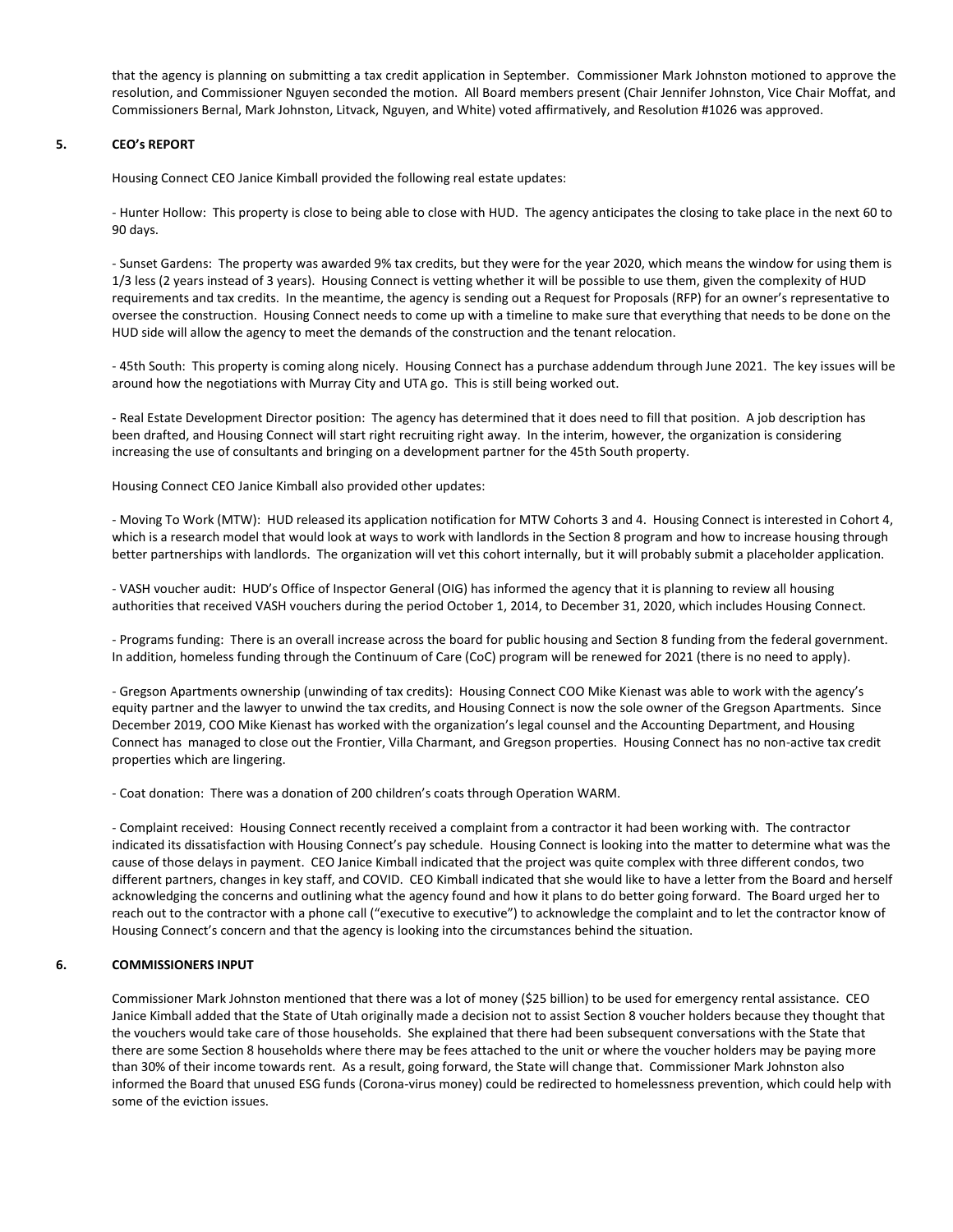that the agency is planning on submitting a tax credit application in September. Commissioner Mark Johnston motioned to approve the resolution, and Commissioner Nguyen seconded the motion. All Board members present (Chair Jennifer Johnston, Vice Chair Moffat, and Commissioners Bernal, Mark Johnston, Litvack, Nguyen, and White) voted affirmatively, and Resolution #1026 was approved.

## 5. CEO's REPORT

Housing Connect CEO Janice Kimball provided the following real estate updates:

- Hunter Hollow: This property is close to being able to close with HUD. The agency anticipates the closing to take place in the next 60 to 90 days.

- Sunset Gardens: The property was awarded 9% tax credits, but they were for the year 2020, which means the window for using them is 1/3 less (2 years instead of 3 years). Housing Connect is vetting whether it will be possible to use them, given the complexity of HUD requirements and tax credits. In the meantime, the agency is sending out a Request for Proposals (RFP) for an owner's representative to oversee the construction. Housing Connect needs to come up with a timeline to make sure that everything that needs to be done on the HUD side will allow the agency to meet the demands of the construction and the tenant relocation.

- 45th South: This property is coming along nicely. Housing Connect has a purchase addendum through June 2021. The key issues will be around how the negotiations with Murray City and UTA go. This is still being worked out.

- Real Estate Development Director position: The agency has determined that it does need to fill that position. A job description has been drafted, and Housing Connect will start right recruiting right away. In the interim, however, the organization is considering increasing the use of consultants and bringing on a development partner for the 45th South property.

Housing Connect CEO Janice Kimball also provided other updates:

- Moving To Work (MTW): HUD released its application notification for MTW Cohorts 3 and 4. Housing Connect is interested in Cohort 4, which is a research model that would look at ways to work with landlords in the Section 8 program and how to increase housing through better partnerships with landlords. The organization will vet this cohort internally, but it will probably submit a placeholder application.

- VASH voucher audit: HUD's Office of Inspector General (OIG) has informed the agency that it is planning to review all housing authorities that received VASH vouchers during the period October 1, 2014, to December 31, 2020, which includes Housing Connect.

- Programs funding: There is an overall increase across the board for public housing and Section 8 funding from the federal government. In addition, homeless funding through the Continuum of Care (CoC) program will be renewed for 2021 (there is no need to apply).

- Gregson Apartments ownership (unwinding of tax credits): Housing Connect COO Mike Kienast was able to work with the agency's equity partner and the lawyer to unwind the tax credits, and Housing Connect is now the sole owner of the Gregson Apartments. Since December 2019, COO Mike Kienast has worked with the organization's legal counsel and the Accounting Department, and Housing Connect has managed to close out the Frontier, Villa Charmant, and Gregson properties. Housing Connect has no non-active tax credit properties which are lingering.

- Coat donation: There was a donation of 200 children's coats through Operation WARM.

- Complaint received: Housing Connect recently received a complaint from a contractor it had been working with. The contractor indicated its dissatisfaction with Housing Connect's pay schedule. Housing Connect is looking into the matter to determine what was the cause of those delays in payment. CEO Janice Kimball indicated that the project was quite complex with three different condos, two different partners, changes in key staff, and COVID. CEO Kimball indicated that she would like to have a letter from the Board and herself acknowledging the concerns and outlining what the agency found and how it plans to do better going forward. The Board urged her to reach out to the contractor with a phone call ("executive to executive") to acknowledge the complaint and to let the contractor know of Housing Connect's concern and that the agency is looking into the circumstances behind the situation.

## 6. COMMISSIONERS INPUT

Commissioner Mark Johnston mentioned that there was a lot of money ($25 billion) to be used for emergency rental assistance. CEO Janice Kimball added that the State of Utah originally made a decision not to assist Section 8 voucher holders because they thought that the vouchers would take care of those households. She explained that there had been subsequent conversations with the State that there are some Section 8 households where there may be fees attached to the unit or where the voucher holders may be paying more than 30% of their income towards rent. As a result, going forward, the State will change that. Commissioner Mark Johnston also informed the Board that unused ESG funds (Corona-virus money) could be redirected to homelessness prevention, which could help with some of the eviction issues.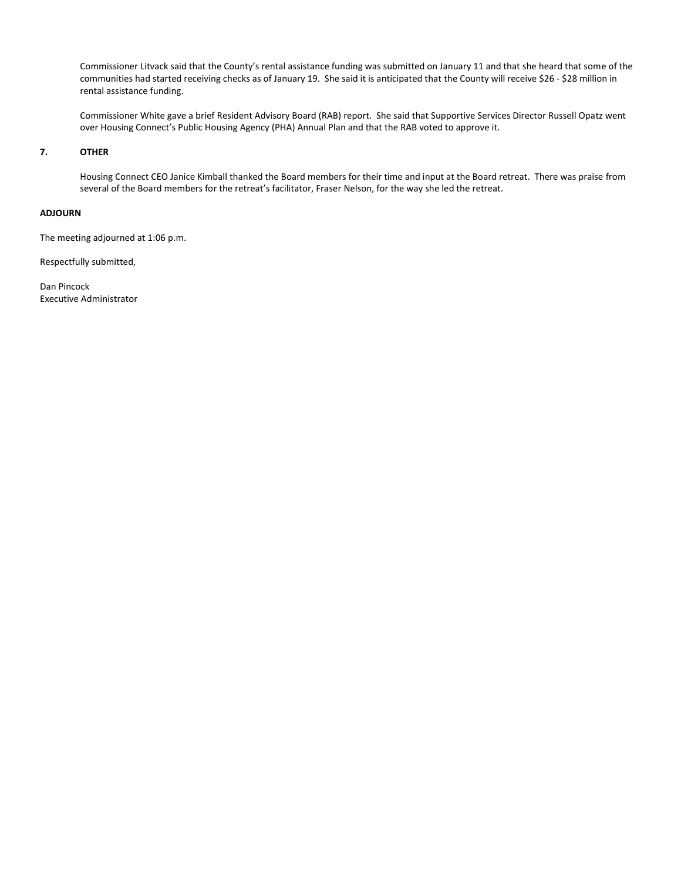Commissioner Litvack said that the County's rental assistance funding was submitted on January 11 and that she heard that some of the communities had started receiving checks as of January 19. She said it is anticipated that the County will receive $26 - $28 million in rental assistance funding.

Commissioner White gave a brief Resident Advisory Board (RAB) report. She said that Supportive Services Director Russell Opatz went over Housing Connect's Public Housing Agency (PHA) Annual Plan and that the RAB voted to approve it.

## 7. OTHER

Housing Connect CEO Janice Kimball thanked the Board members for their time and input at the Board retreat. There was praise from several of the Board members for the retreat's facilitator, Fraser Nelson, for the way she led the retreat.

## ADJOURN

The meeting adjourned at 1:06 p.m.

Respectfully submitted,

Dan Pincock  
Executive Administrator